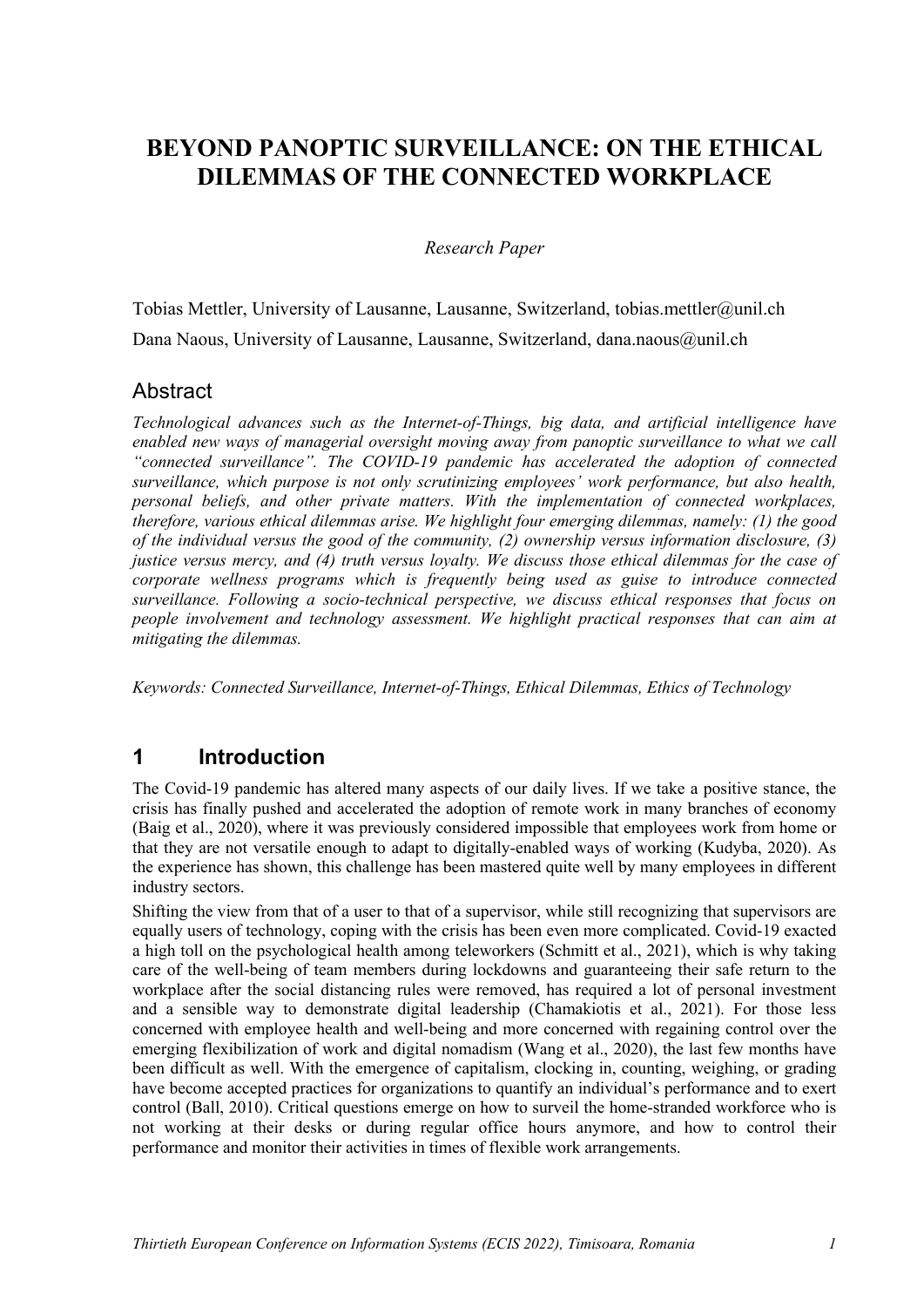# BEYOND PANOPTIC SURVEILLANCE: ON THE ETHICAL DILEMMAS OF THE CONNECTED WORKPLACE

*Research Paper*

Tobias Mettler, University of Lausanne, Lausanne, Switzerland, tobias.mettler@unil.ch

Dana Naous, University of Lausanne, Lausanne, Switzerland, dana.naous@unil.ch

## Abstract

*Technological advances such as the Internet-of-Things, big data, and artificial intelligence have enabled new ways of managerial oversight moving away from panoptic surveillance to what we call "connected surveillance". The COVID-19 pandemic has accelerated the adoption of connected surveillance, which purpose is not only scrutinizing employees' work performance, but also health, personal beliefs, and other private matters. With the implementation of connected workplaces, therefore, various ethical dilemmas arise. We highlight four emerging dilemmas, namely: (1) the good of the individual versus the good of the community, (2) ownership versus information disclosure, (3) justice versus mercy, and (4) truth versus loyalty. We discuss those ethical dilemmas for the case of corporate wellness programs which is frequently being used as guise to introduce connected surveillance. Following a socio-technical perspective, we discuss ethical responses that focus on people involvement and technology assessment. We highlight practical responses that can aim at mitigating the dilemmas.*

*Keywords: Connected Surveillance, Internet-of-Things, Ethical Dilemmas, Ethics of Technology*

## 1 Introduction

The Covid-19 pandemic has altered many aspects of our daily lives. If we take a positive stance, the crisis has finally pushed and accelerated the adoption of remote work in many branches of economy (Baig et al., 2020), where it was previously considered impossible that employees work from home or that they are not versatile enough to adapt to digitally-enabled ways of working (Kudyba, 2020). As the experience has shown, this challenge has been mastered quite well by many employees in different industry sectors.

Shifting the view from that of a user to that of a supervisor, while still recognizing that supervisors are equally users of technology, coping with the crisis has been even more complicated. Covid-19 exacted a high toll on the psychological health among teleworkers (Schmitt et al., 2021), which is why taking care of the well-being of team members during lockdowns and guaranteeing their safe return to the workplace after the social distancing rules were removed, has required a lot of personal investment and a sensible way to demonstrate digital leadership (Chamakiotis et al., 2021). For those less concerned with employee health and well-being and more concerned with regaining control over the emerging flexibilization of work and digital nomadism (Wang et al., 2020), the last few months have been difficult as well. With the emergence of capitalism, clocking in, counting, weighing, or grading have become accepted practices for organizations to quantify an individual's performance and to exert control (Ball, 2010). Critical questions emerge on how to surveil the home-stranded workforce who is not working at their desks or during regular office hours anymore, and how to control their performance and monitor their activities in times of flexible work arrangements.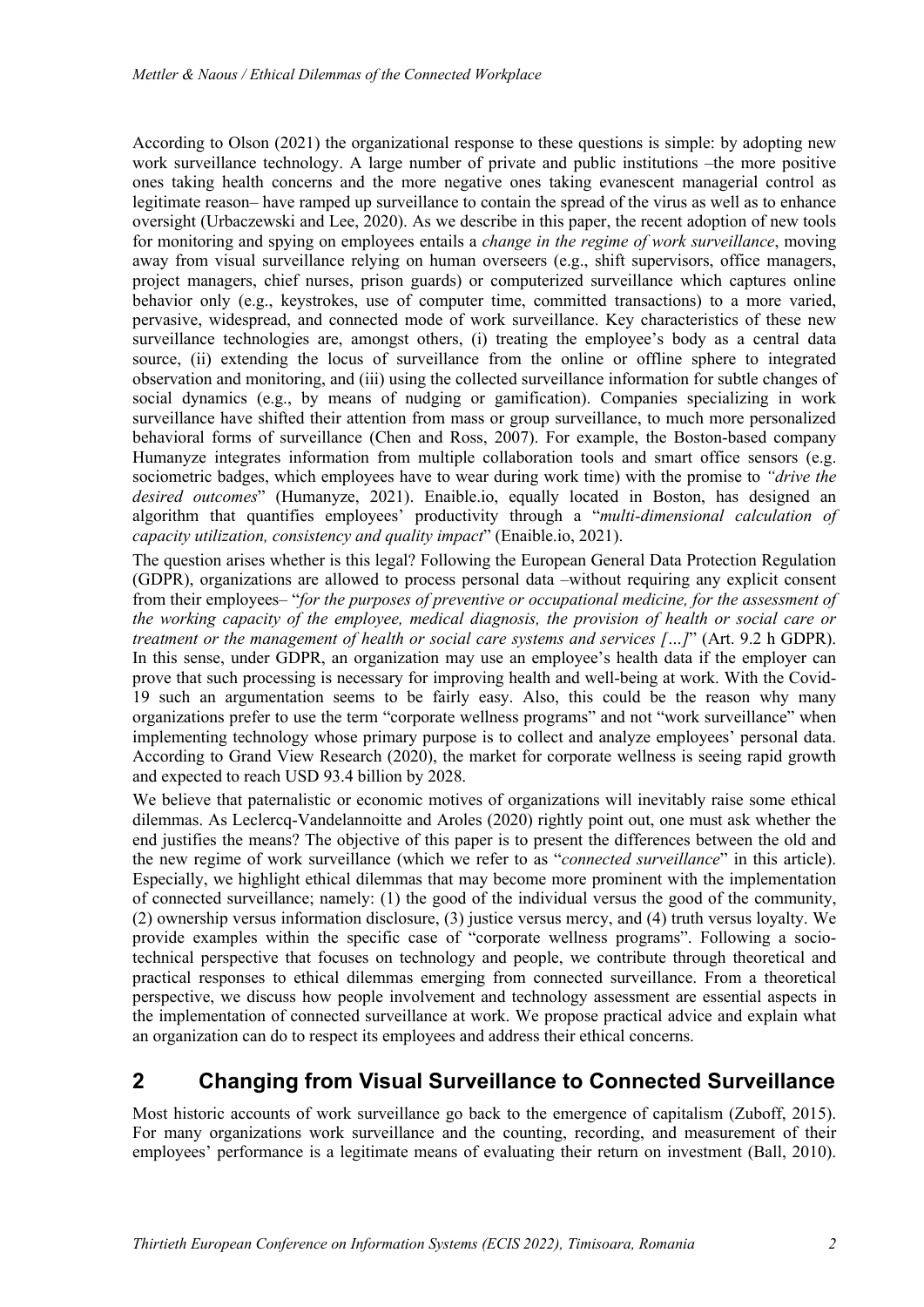According to Olson (2021) the organizational response to these questions is simple: by adopting new work surveillance technology. A large number of private and public institutions –the more positive ones taking health concerns and the more negative ones taking evanescent managerial control as legitimate reason– have ramped up surveillance to contain the spread of the virus as well as to enhance oversight (Urbaczewski and Lee, 2020). As we describe in this paper, the recent adoption of new tools for monitoring and spying on employees entails a *change in the regime of work surveillance*, moving away from visual surveillance relying on human overseers (e.g., shift supervisors, office managers, project managers, chief nurses, prison guards) or computerized surveillance which captures online behavior only (e.g., keystrokes, use of computer time, committed transactions) to a more varied, pervasive, widespread, and connected mode of work surveillance. Key characteristics of these new surveillance technologies are, amongst others, (i) treating the employee's body as a central data source, (ii) extending the locus of surveillance from the online or offline sphere to integrated observation and monitoring, and (iii) using the collected surveillance information for subtle changes of social dynamics (e.g., by means of nudging or gamification). Companies specializing in work surveillance have shifted their attention from mass or group surveillance, to much more personalized behavioral forms of surveillance (Chen and Ross, 2007). For example, the Boston-based company Humanyze integrates information from multiple collaboration tools and smart office sensors (e.g. sociometric badges, which employees have to wear during work time) with the promise to *"drive the desired outcomes*" (Humanyze, 2021). Enaible.io, equally located in Boston, has designed an algorithm that quantifies employees' productivity through a "*multi-dimensional calculation of capacity utilization, consistency and quality impact*" (Enaible.io, 2021).

The question arises whether is this legal? Following the European General Data Protection Regulation (GDPR), organizations are allowed to process personal data –without requiring any explicit consent from their employees– "*for the purposes of preventive or occupational medicine, for the assessment of the working capacity of the employee, medical diagnosis, the provision of health or social care or treatment or the management of health or social care systems and services […]*" (Art. 9.2 h GDPR). In this sense, under GDPR, an organization may use an employee's health data if the employer can prove that such processing is necessary for improving health and well-being at work. With the Covid-19 such an argumentation seems to be fairly easy. Also, this could be the reason why many organizations prefer to use the term "corporate wellness programs" and not "work surveillance" when implementing technology whose primary purpose is to collect and analyze employees' personal data. According to Grand View Research (2020), the market for corporate wellness is seeing rapid growth and expected to reach USD 93.4 billion by 2028.

We believe that paternalistic or economic motives of organizations will inevitably raise some ethical dilemmas. As Leclercq-Vandelannoitte and Aroles (2020) rightly point out, one must ask whether the end justifies the means? The objective of this paper is to present the differences between the old and the new regime of work surveillance (which we refer to as "*connected surveillance*" in this article). Especially, we highlight ethical dilemmas that may become more prominent with the implementation of connected surveillance; namely: (1) the good of the individual versus the good of the community, (2) ownership versus information disclosure, (3) justice versus mercy, and (4) truth versus loyalty. We provide examples within the specific case of "corporate wellness programs". Following a socio-technical perspective that focuses on technology and people, we contribute through theoretical and practical responses to ethical dilemmas emerging from connected surveillance. From a theoretical perspective, we discuss how people involvement and technology assessment are essential aspects in the implementation of connected surveillance at work. We propose practical advice and explain what an organization can do to respect its employees and address their ethical concerns.

## 2 Changing from Visual Surveillance to Connected Surveillance

Most historic accounts of work surveillance go back to the emergence of capitalism (Zuboff, 2015). For many organizations work surveillance and the counting, recording, and measurement of their employees' performance is a legitimate means of evaluating their return on investment (Ball, 2010).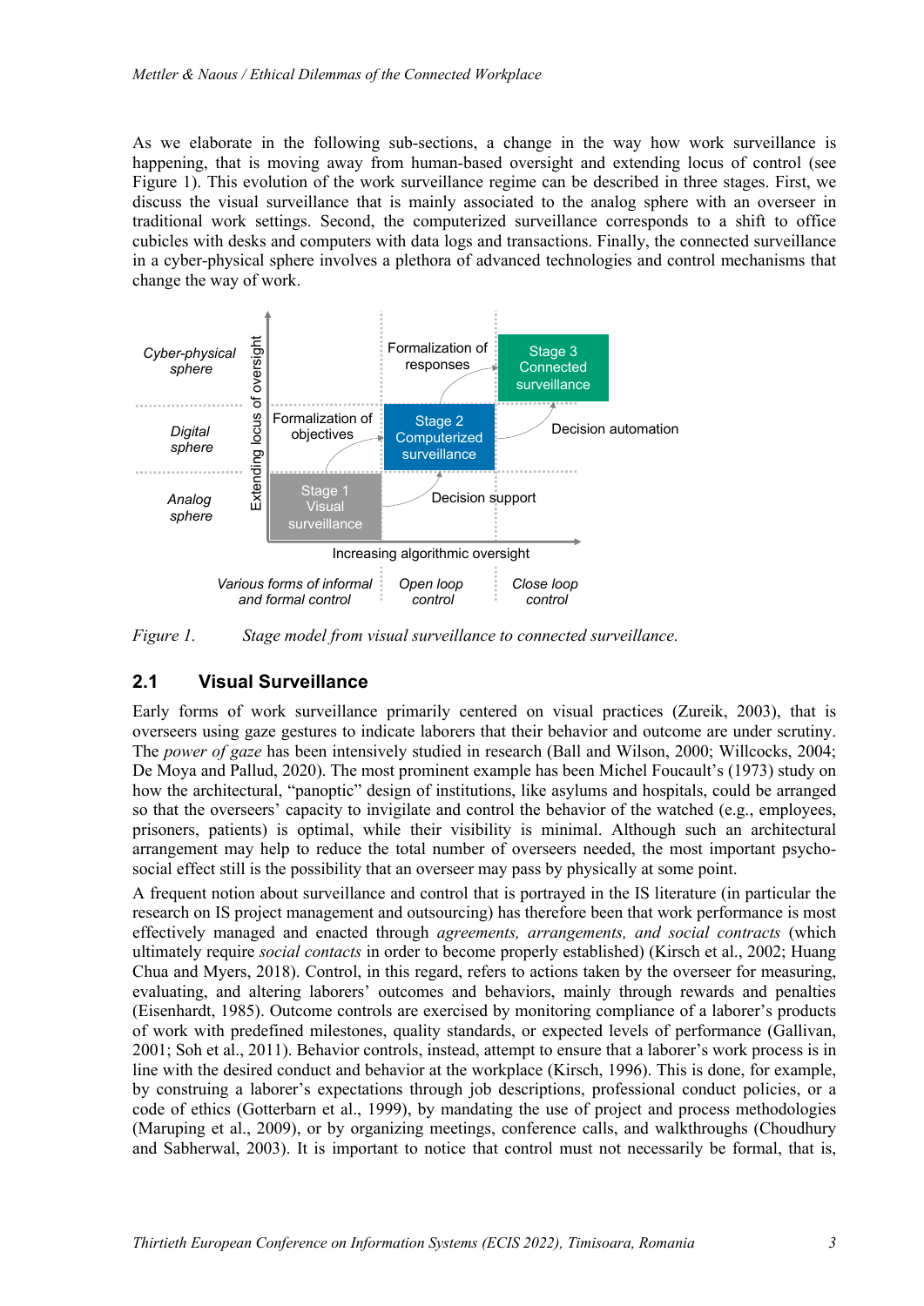As we elaborate in the following sub-sections, a change in the way how work surveillance is happening, that is moving away from human-based oversight and extending locus of control (see Figure 1). This evolution of the work surveillance regime can be described in three stages. First, we discuss the visual surveillance that is mainly associated to the analog sphere with an overseer in traditional work settings. Second, the computerized surveillance corresponds to a shift to office cubicles with desks and computers with data logs and transactions. Finally, the connected surveillance in a cyber-physical sphere involves a plethora of advanced technologies and control mechanisms that change the way of work.

*Figure 1. Stage model from visual surveillance to connected surveillance.*

## 2.1 Visual Surveillance

Early forms of work surveillance primarily centered on visual practices (Zureik, 2003), that is overseers using gaze gestures to indicate laborers that their behavior and outcome are under scrutiny. The *power of gaze* has been intensively studied in research (Ball and Wilson, 2000; Willcocks, 2004; De Moya and Pallud, 2020). The most prominent example has been Michel Foucault's (1973) study on how the architectural, "panoptic" design of institutions, like asylums and hospitals, could be arranged so that the overseers' capacity to invigilate and control the behavior of the watched (e.g., employees, prisoners, patients) is optimal, while their visibility is minimal. Although such an architectural arrangement may help to reduce the total number of overseers needed, the most important psycho-social effect still is the possibility that an overseer may pass by physically at some point.

A frequent notion about surveillance and control that is portrayed in the IS literature (in particular the research on IS project management and outsourcing) has therefore been that work performance is most effectively managed and enacted through *agreements, arrangements, and social contracts* (which ultimately require *social contacts* in order to become properly established) (Kirsch et al., 2002; Huang Chua and Myers, 2018). Control, in this regard, refers to actions taken by the overseer for measuring, evaluating, and altering laborers' outcomes and behaviors, mainly through rewards and penalties (Eisenhardt, 1985). Outcome controls are exercised by monitoring compliance of a laborer's products of work with predefined milestones, quality standards, or expected levels of performance (Gallivan, 2001; Soh et al., 2011). Behavior controls, instead, attempt to ensure that a laborer's work process is in line with the desired conduct and behavior at the workplace (Kirsch, 1996). This is done, for example, by construing a laborer's expectations through job descriptions, professional conduct policies, or a code of ethics (Gotterbarn et al., 1999), by mandating the use of project and process methodologies (Maruping et al., 2009), or by organizing meetings, conference calls, and walkthroughs (Choudhury and Sabherwal, 2003). It is important to notice that control must not necessarily be formal, that is,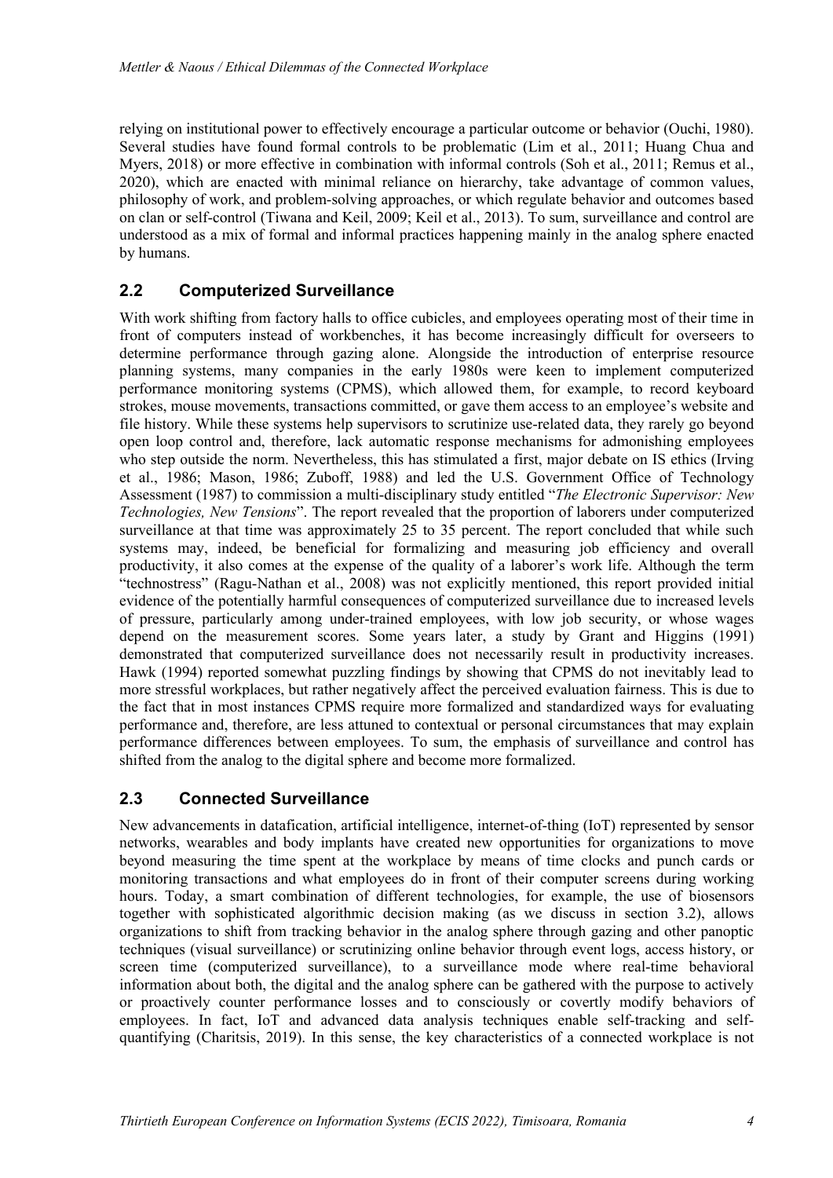relying on institutional power to effectively encourage a particular outcome or behavior (Ouchi, 1980). Several studies have found formal controls to be problematic (Lim et al., 2011; Huang Chua and Myers, 2018) or more effective in combination with informal controls (Soh et al., 2011; Remus et al., 2020), which are enacted with minimal reliance on hierarchy, take advantage of common values, philosophy of work, and problem-solving approaches, or which regulate behavior and outcomes based on clan or self-control (Tiwana and Keil, 2009; Keil et al., 2013). To sum, surveillance and control are understood as a mix of formal and informal practices happening mainly in the analog sphere enacted by humans.

## 2.2 Computerized Surveillance

With work shifting from factory halls to office cubicles, and employees operating most of their time in front of computers instead of workbenches, it has become increasingly difficult for overseers to determine performance through gazing alone. Alongside the introduction of enterprise resource planning systems, many companies in the early 1980s were keen to implement computerized performance monitoring systems (CPMS), which allowed them, for example, to record keyboard strokes, mouse movements, transactions committed, or gave them access to an employee's website and file history. While these systems help supervisors to scrutinize use-related data, they rarely go beyond open loop control and, therefore, lack automatic response mechanisms for admonishing employees who step outside the norm. Nevertheless, this has stimulated a first, major debate on IS ethics (Irving et al., 1986; Mason, 1986; Zuboff, 1988) and led the U.S. Government Office of Technology Assessment (1987) to commission a multi-disciplinary study entitled "*The Electronic Supervisor: New Technologies, New Tensions*". The report revealed that the proportion of laborers under computerized surveillance at that time was approximately 25 to 35 percent. The report concluded that while such systems may, indeed, be beneficial for formalizing and measuring job efficiency and overall productivity, it also comes at the expense of the quality of a laborer's work life. Although the term "technostress" (Ragu-Nathan et al., 2008) was not explicitly mentioned, this report provided initial evidence of the potentially harmful consequences of computerized surveillance due to increased levels of pressure, particularly among under-trained employees, with low job security, or whose wages depend on the measurement scores. Some years later, a study by Grant and Higgins (1991) demonstrated that computerized surveillance does not necessarily result in productivity increases. Hawk (1994) reported somewhat puzzling findings by showing that CPMS do not inevitably lead to more stressful workplaces, but rather negatively affect the perceived evaluation fairness. This is due to the fact that in most instances CPMS require more formalized and standardized ways for evaluating performance and, therefore, are less attuned to contextual or personal circumstances that may explain performance differences between employees. To sum, the emphasis of surveillance and control has shifted from the analog to the digital sphere and become more formalized.

## 2.3 Connected Surveillance

New advancements in datafication, artificial intelligence, internet-of-thing (IoT) represented by sensor networks, wearables and body implants have created new opportunities for organizations to move beyond measuring the time spent at the workplace by means of time clocks and punch cards or monitoring transactions and what employees do in front of their computer screens during working hours. Today, a smart combination of different technologies, for example, the use of biosensors together with sophisticated algorithmic decision making (as we discuss in section 3.2), allows organizations to shift from tracking behavior in the analog sphere through gazing and other panoptic techniques (visual surveillance) or scrutinizing online behavior through event logs, access history, or screen time (computerized surveillance), to a surveillance mode where real-time behavioral information about both, the digital and the analog sphere can be gathered with the purpose to actively or proactively counter performance losses and to consciously or covertly modify behaviors of employees. In fact, IoT and advanced data analysis techniques enable self-tracking and self-quantifying (Charitsis, 2019). In this sense, the key characteristics of a connected workplace is not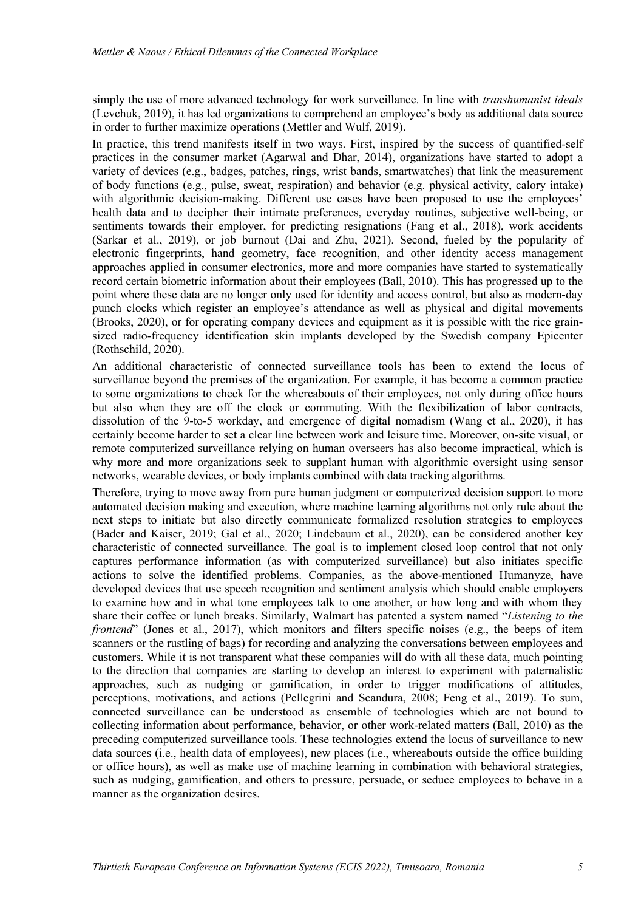simply the use of more advanced technology for work surveillance. In line with *transhumanist ideals* (Levchuk, 2019), it has led organizations to comprehend an employee's body as additional data source in order to further maximize operations (Mettler and Wulf, 2019).

In practice, this trend manifests itself in two ways. First, inspired by the success of quantified-self practices in the consumer market (Agarwal and Dhar, 2014), organizations have started to adopt a variety of devices (e.g., badges, patches, rings, wrist bands, smartwatches) that link the measurement of body functions (e.g., pulse, sweat, respiration) and behavior (e.g. physical activity, calory intake) with algorithmic decision-making. Different use cases have been proposed to use the employees' health data and to decipher their intimate preferences, everyday routines, subjective well-being, or sentiments towards their employer, for predicting resignations (Fang et al., 2018), work accidents (Sarkar et al., 2019), or job burnout (Dai and Zhu, 2021). Second, fueled by the popularity of electronic fingerprints, hand geometry, face recognition, and other identity access management approaches applied in consumer electronics, more and more companies have started to systematically record certain biometric information about their employees (Ball, 2010). This has progressed up to the point where these data are no longer only used for identity and access control, but also as modern-day punch clocks which register an employee's attendance as well as physical and digital movements (Brooks, 2020), or for operating company devices and equipment as it is possible with the rice grain-sized radio-frequency identification skin implants developed by the Swedish company Epicenter (Rothschild, 2020).

An additional characteristic of connected surveillance tools has been to extend the locus of surveillance beyond the premises of the organization. For example, it has become a common practice to some organizations to check for the whereabouts of their employees, not only during office hours but also when they are off the clock or commuting. With the flexibilization of labor contracts, dissolution of the 9-to-5 workday, and emergence of digital nomadism (Wang et al., 2020), it has certainly become harder to set a clear line between work and leisure time. Moreover, on-site visual, or remote computerized surveillance relying on human overseers has also become impractical, which is why more and more organizations seek to supplant human with algorithmic oversight using sensor networks, wearable devices, or body implants combined with data tracking algorithms.

Therefore, trying to move away from pure human judgment or computerized decision support to more automated decision making and execution, where machine learning algorithms not only rule about the next steps to initiate but also directly communicate formalized resolution strategies to employees (Bader and Kaiser, 2019; Gal et al., 2020; Lindebaum et al., 2020), can be considered another key characteristic of connected surveillance. The goal is to implement closed loop control that not only captures performance information (as with computerized surveillance) but also initiates specific actions to solve the identified problems. Companies, as the above-mentioned Humanyze, have developed devices that use speech recognition and sentiment analysis which should enable employers to examine how and in what tone employees talk to one another, or how long and with whom they share their coffee or lunch breaks. Similarly, Walmart has patented a system named "*Listening to the frontend*" (Jones et al., 2017), which monitors and filters specific noises (e.g., the beeps of item scanners or the rustling of bags) for recording and analyzing the conversations between employees and customers. While it is not transparent what these companies will do with all these data, much pointing to the direction that companies are starting to develop an interest to experiment with paternalistic approaches, such as nudging or gamification, in order to trigger modifications of attitudes, perceptions, motivations, and actions (Pellegrini and Scandura, 2008; Feng et al., 2019). To sum, connected surveillance can be understood as ensemble of technologies which are not bound to collecting information about performance, behavior, or other work-related matters (Ball, 2010) as the preceding computerized surveillance tools. These technologies extend the locus of surveillance to new data sources (i.e., health data of employees), new places (i.e., whereabouts outside the office building or office hours), as well as make use of machine learning in combination with behavioral strategies, such as nudging, gamification, and others to pressure, persuade, or seduce employees to behave in a manner as the organization desires.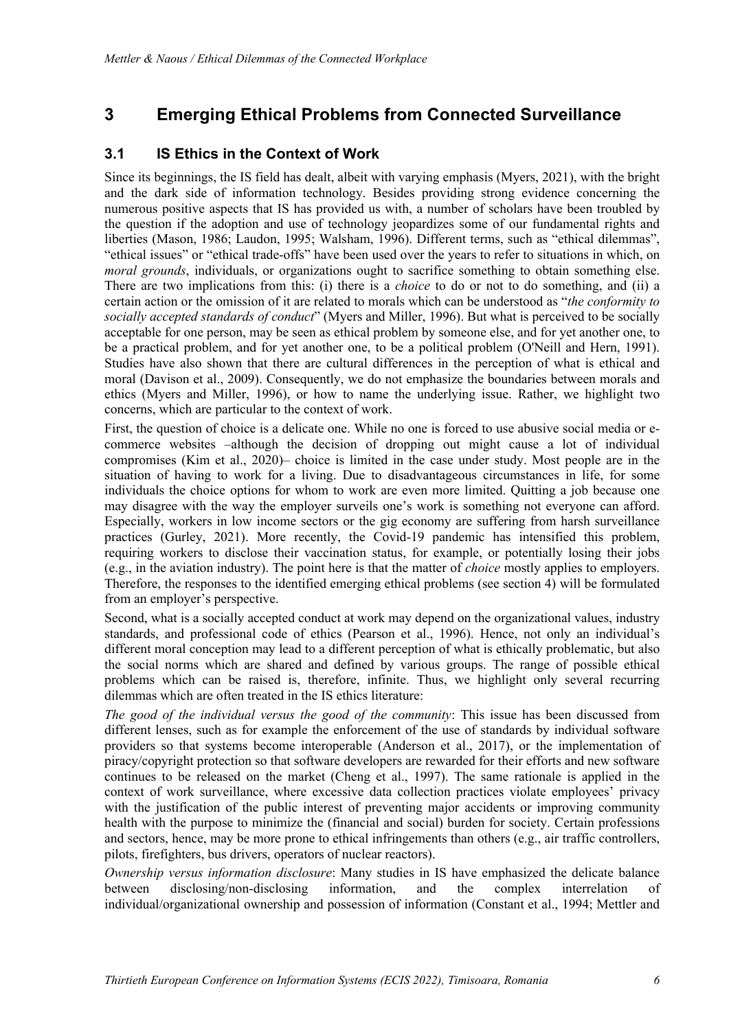# 3 Emerging Ethical Problems from Connected Surveillance

## 3.1 IS Ethics in the Context of Work

Since its beginnings, the IS field has dealt, albeit with varying emphasis (Myers, 2021), with the bright and the dark side of information technology. Besides providing strong evidence concerning the numerous positive aspects that IS has provided us with, a number of scholars have been troubled by the question if the adoption and use of technology jeopardizes some of our fundamental rights and liberties (Mason, 1986; Laudon, 1995; Walsham, 1996). Different terms, such as "ethical dilemmas", "ethical issues" or "ethical trade-offs" have been used over the years to refer to situations in which, on *moral grounds*, individuals, or organizations ought to sacrifice something to obtain something else. There are two implications from this: (i) there is a *choice* to do or not to do something, and (ii) a certain action or the omission of it are related to morals which can be understood as "*the conformity to socially accepted standards of conduct*" (Myers and Miller, 1996). But what is perceived to be socially acceptable for one person, may be seen as ethical problem by someone else, and for yet another one, to be a practical problem, and for yet another one, to be a political problem (O'Neill and Hern, 1991). Studies have also shown that there are cultural differences in the perception of what is ethical and moral (Davison et al., 2009). Consequently, we do not emphasize the boundaries between morals and ethics (Myers and Miller, 1996), or how to name the underlying issue. Rather, we highlight two concerns, which are particular to the context of work.

First, the question of choice is a delicate one. While no one is forced to use abusive social media or e-commerce websites –although the decision of dropping out might cause a lot of individual compromises (Kim et al., 2020)– choice is limited in the case under study. Most people are in the situation of having to work for a living. Due to disadvantageous circumstances in life, for some individuals the choice options for whom to work are even more limited. Quitting a job because one may disagree with the way the employer surveils one's work is something not everyone can afford. Especially, workers in low income sectors or the gig economy are suffering from harsh surveillance practices (Gurley, 2021). More recently, the Covid-19 pandemic has intensified this problem, requiring workers to disclose their vaccination status, for example, or potentially losing their jobs (e.g., in the aviation industry). The point here is that the matter of *choice* mostly applies to employers. Therefore, the responses to the identified emerging ethical problems (see section 4) will be formulated from an employer's perspective.

Second, what is a socially accepted conduct at work may depend on the organizational values, industry standards, and professional code of ethics (Pearson et al., 1996). Hence, not only an individual's different moral conception may lead to a different perception of what is ethically problematic, but also the social norms which are shared and defined by various groups. The range of possible ethical problems which can be raised is, therefore, infinite. Thus, we highlight only several recurring dilemmas which are often treated in the IS ethics literature:

*The good of the individual versus the good of the community*: This issue has been discussed from different lenses, such as for example the enforcement of the use of standards by individual software providers so that systems become interoperable (Anderson et al., 2017), or the implementation of piracy/copyright protection so that software developers are rewarded for their efforts and new software continues to be released on the market (Cheng et al., 1997). The same rationale is applied in the context of work surveillance, where excessive data collection practices violate employees' privacy with the justification of the public interest of preventing major accidents or improving community health with the purpose to minimize the (financial and social) burden for society. Certain professions and sectors, hence, may be more prone to ethical infringements than others (e.g., air traffic controllers, pilots, firefighters, bus drivers, operators of nuclear reactors).

*Ownership versus information disclosure*: Many studies in IS have emphasized the delicate balance between disclosing/non-disclosing information, and the complex interrelation of individual/organizational ownership and possession of information (Constant et al., 1994; Mettler and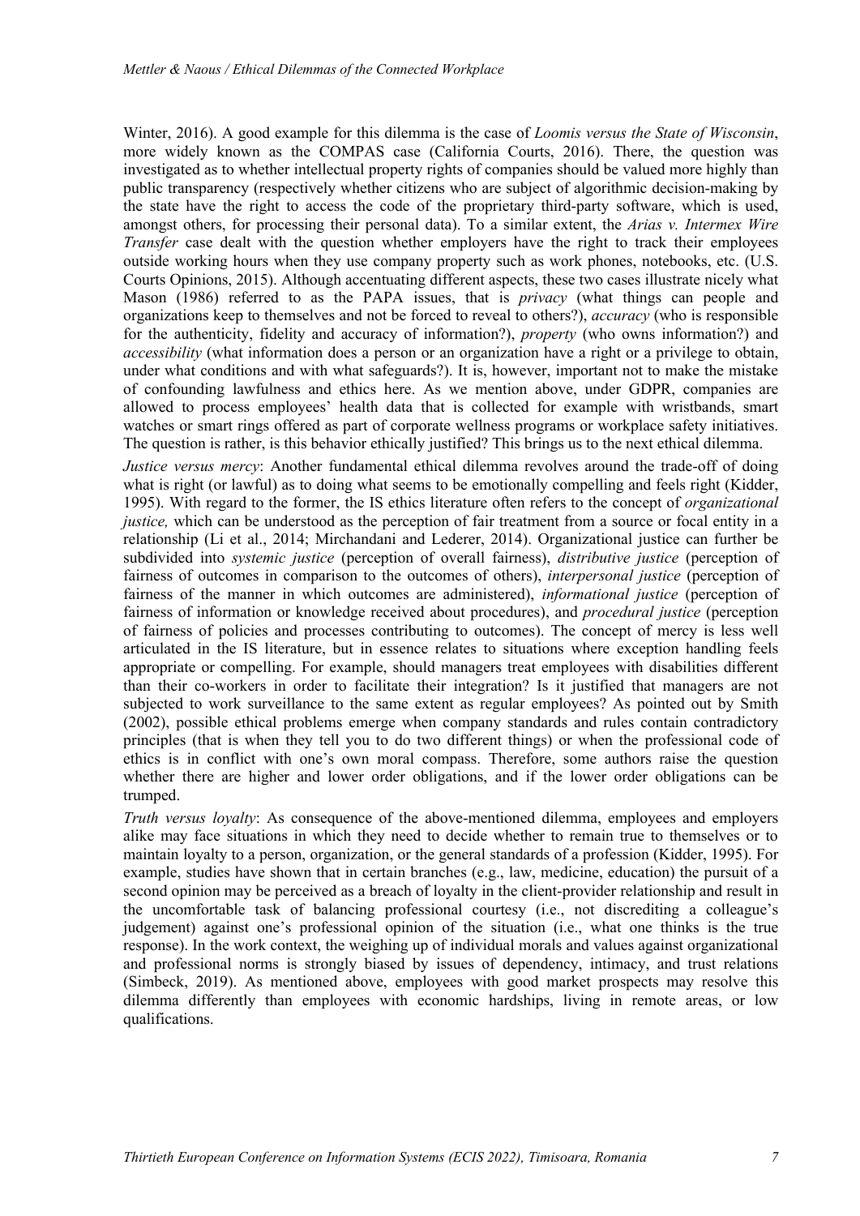Winter, 2016). A good example for this dilemma is the case of *Loomis versus the State of Wisconsin*, more widely known as the COMPAS case (California Courts, 2016). There, the question was investigated as to whether intellectual property rights of companies should be valued more highly than public transparency (respectively whether citizens who are subject of algorithmic decision-making by the state have the right to access the code of the proprietary third-party software, which is used, amongst others, for processing their personal data). To a similar extent, the *Arias v. Intermex Wire Transfer* case dealt with the question whether employers have the right to track their employees outside working hours when they use company property such as work phones, notebooks, etc. (U.S. Courts Opinions, 2015). Although accentuating different aspects, these two cases illustrate nicely what Mason (1986) referred to as the PAPA issues, that is *privacy* (what things can people and organizations keep to themselves and not be forced to reveal to others?), *accuracy* (who is responsible for the authenticity, fidelity and accuracy of information?), *property* (who owns information?) and *accessibility* (what information does a person or an organization have a right or a privilege to obtain, under what conditions and with what safeguards?). It is, however, important not to make the mistake of confounding lawfulness and ethics here. As we mention above, under GDPR, companies are allowed to process employees' health data that is collected for example with wristbands, smart watches or smart rings offered as part of corporate wellness programs or workplace safety initiatives. The question is rather, is this behavior ethically justified? This brings us to the next ethical dilemma.

*Justice versus mercy*: Another fundamental ethical dilemma revolves around the trade-off of doing what is right (or lawful) as to doing what seems to be emotionally compelling and feels right (Kidder, 1995). With regard to the former, the IS ethics literature often refers to the concept of *organizational justice,* which can be understood as the perception of fair treatment from a source or focal entity in a relationship (Li et al., 2014; Mirchandani and Lederer, 2014). Organizational justice can further be subdivided into *systemic justice* (perception of overall fairness), *distributive justice* (perception of fairness of outcomes in comparison to the outcomes of others), *interpersonal justice* (perception of fairness of the manner in which outcomes are administered), *informational justice* (perception of fairness of information or knowledge received about procedures), and *procedural justice* (perception of fairness of policies and processes contributing to outcomes). The concept of mercy is less well articulated in the IS literature, but in essence relates to situations where exception handling feels appropriate or compelling. For example, should managers treat employees with disabilities different than their co-workers in order to facilitate their integration? Is it justified that managers are not subjected to work surveillance to the same extent as regular employees? As pointed out by Smith (2002), possible ethical problems emerge when company standards and rules contain contradictory principles (that is when they tell you to do two different things) or when the professional code of ethics is in conflict with one's own moral compass. Therefore, some authors raise the question whether there are higher and lower order obligations, and if the lower order obligations can be trumped.

*Truth versus loyalty*: As consequence of the above-mentioned dilemma, employees and employers alike may face situations in which they need to decide whether to remain true to themselves or to maintain loyalty to a person, organization, or the general standards of a profession (Kidder, 1995). For example, studies have shown that in certain branches (e.g., law, medicine, education) the pursuit of a second opinion may be perceived as a breach of loyalty in the client-provider relationship and result in the uncomfortable task of balancing professional courtesy (i.e., not discrediting a colleague's judgement) against one's professional opinion of the situation (i.e., what one thinks is the true response). In the work context, the weighing up of individual morals and values against organizational and professional norms is strongly biased by issues of dependency, intimacy, and trust relations (Simbeck, 2019). As mentioned above, employees with good market prospects may resolve this dilemma differently than employees with economic hardships, living in remote areas, or low qualifications.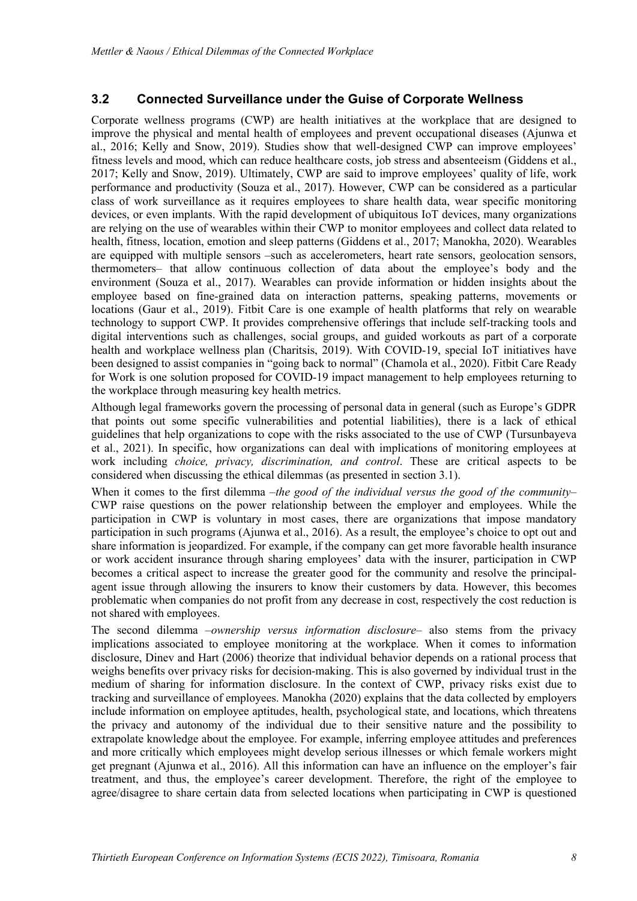### 3.2 Connected Surveillance under the Guise of Corporate Wellness

Corporate wellness programs (CWP) are health initiatives at the workplace that are designed to improve the physical and mental health of employees and prevent occupational diseases (Ajunwa et al., 2016; Kelly and Snow, 2019). Studies show that well-designed CWP can improve employees' fitness levels and mood, which can reduce healthcare costs, job stress and absenteeism (Giddens et al., 2017; Kelly and Snow, 2019). Ultimately, CWP are said to improve employees' quality of life, work performance and productivity (Souza et al., 2017). However, CWP can be considered as a particular class of work surveillance as it requires employees to share health data, wear specific monitoring devices, or even implants. With the rapid development of ubiquitous IoT devices, many organizations are relying on the use of wearables within their CWP to monitor employees and collect data related to health, fitness, location, emotion and sleep patterns (Giddens et al., 2017; Manokha, 2020). Wearables are equipped with multiple sensors –such as accelerometers, heart rate sensors, geolocation sensors, thermometers– that allow continuous collection of data about the employee's body and the environment (Souza et al., 2017). Wearables can provide information or hidden insights about the employee based on fine-grained data on interaction patterns, speaking patterns, movements or locations (Gaur et al., 2019). Fitbit Care is one example of health platforms that rely on wearable technology to support CWP. It provides comprehensive offerings that include self-tracking tools and digital interventions such as challenges, social groups, and guided workouts as part of a corporate health and workplace wellness plan (Charitsis, 2019). With COVID-19, special IoT initiatives have been designed to assist companies in "going back to normal" (Chamola et al., 2020). Fitbit Care Ready for Work is one solution proposed for COVID-19 impact management to help employees returning to the workplace through measuring key health metrics.

Although legal frameworks govern the processing of personal data in general (such as Europe's GDPR that points out some specific vulnerabilities and potential liabilities), there is a lack of ethical guidelines that help organizations to cope with the risks associated to the use of CWP (Tursunbayeva et al., 2021). In specific, how organizations can deal with implications of monitoring employees at work including *choice, privacy, discrimination, and control*. These are critical aspects to be considered when discussing the ethical dilemmas (as presented in section 3.1).

When it comes to the first dilemma –*the good of the individual versus the good of the community*– CWP raise questions on the power relationship between the employer and employees. While the participation in CWP is voluntary in most cases, there are organizations that impose mandatory participation in such programs (Ajunwa et al., 2016). As a result, the employee's choice to opt out and share information is jeopardized. For example, if the company can get more favorable health insurance or work accident insurance through sharing employees' data with the insurer, participation in CWP becomes a critical aspect to increase the greater good for the community and resolve the principal-agent issue through allowing the insurers to know their customers by data. However, this becomes problematic when companies do not profit from any decrease in cost, respectively the cost reduction is not shared with employees.

The second dilemma –*ownership versus information disclosure*– also stems from the privacy implications associated to employee monitoring at the workplace. When it comes to information disclosure, Dinev and Hart (2006) theorize that individual behavior depends on a rational process that weighs benefits over privacy risks for decision-making. This is also governed by individual trust in the medium of sharing for information disclosure. In the context of CWP, privacy risks exist due to tracking and surveillance of employees. Manokha (2020) explains that the data collected by employers include information on employee aptitudes, health, psychological state, and locations, which threatens the privacy and autonomy of the individual due to their sensitive nature and the possibility to extrapolate knowledge about the employee. For example, inferring employee attitudes and preferences and more critically which employees might develop serious illnesses or which female workers might get pregnant (Ajunwa et al., 2016). All this information can have an influence on the employer's fair treatment, and thus, the employee's career development. Therefore, the right of the employee to agree/disagree to share certain data from selected locations when participating in CWP is questioned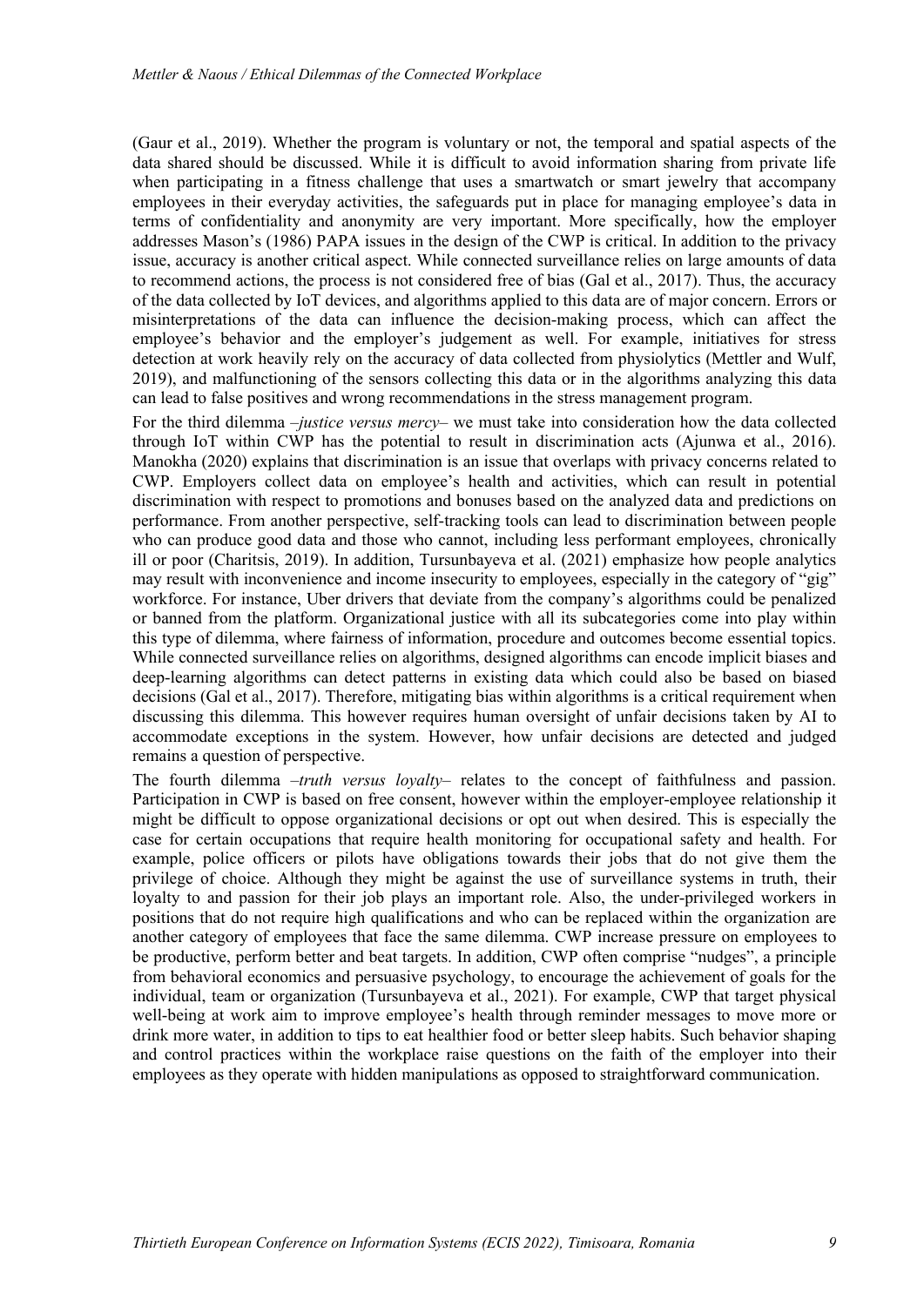(Gaur et al., 2019). Whether the program is voluntary or not, the temporal and spatial aspects of the data shared should be discussed. While it is difficult to avoid information sharing from private life when participating in a fitness challenge that uses a smartwatch or smart jewelry that accompany employees in their everyday activities, the safeguards put in place for managing employee's data in terms of confidentiality and anonymity are very important. More specifically, how the employer addresses Mason's (1986) PAPA issues in the design of the CWP is critical. In addition to the privacy issue, accuracy is another critical aspect. While connected surveillance relies on large amounts of data to recommend actions, the process is not considered free of bias (Gal et al., 2017). Thus, the accuracy of the data collected by IoT devices, and algorithms applied to this data are of major concern. Errors or misinterpretations of the data can influence the decision-making process, which can affect the employee's behavior and the employer's judgement as well. For example, initiatives for stress detection at work heavily rely on the accuracy of data collected from physiolytics (Mettler and Wulf, 2019), and malfunctioning of the sensors collecting this data or in the algorithms analyzing this data can lead to false positives and wrong recommendations in the stress management program.

For the third dilemma –*justice versus mercy*– we must take into consideration how the data collected through IoT within CWP has the potential to result in discrimination acts (Ajunwa et al., 2016). Manokha (2020) explains that discrimination is an issue that overlaps with privacy concerns related to CWP. Employers collect data on employee's health and activities, which can result in potential discrimination with respect to promotions and bonuses based on the analyzed data and predictions on performance. From another perspective, self-tracking tools can lead to discrimination between people who can produce good data and those who cannot, including less performant employees, chronically ill or poor (Charitsis, 2019). In addition, Tursunbayeva et al. (2021) emphasize how people analytics may result with inconvenience and income insecurity to employees, especially in the category of "gig" workforce. For instance, Uber drivers that deviate from the company's algorithms could be penalized or banned from the platform. Organizational justice with all its subcategories come into play within this type of dilemma, where fairness of information, procedure and outcomes become essential topics. While connected surveillance relies on algorithms, designed algorithms can encode implicit biases and deep-learning algorithms can detect patterns in existing data which could also be based on biased decisions (Gal et al., 2017). Therefore, mitigating bias within algorithms is a critical requirement when discussing this dilemma. This however requires human oversight of unfair decisions taken by AI to accommodate exceptions in the system. However, how unfair decisions are detected and judged remains a question of perspective.

The fourth dilemma –*truth versus loyalty*– relates to the concept of faithfulness and passion. Participation in CWP is based on free consent, however within the employer-employee relationship it might be difficult to oppose organizational decisions or opt out when desired. This is especially the case for certain occupations that require health monitoring for occupational safety and health. For example, police officers or pilots have obligations towards their jobs that do not give them the privilege of choice. Although they might be against the use of surveillance systems in truth, their loyalty to and passion for their job plays an important role. Also, the under-privileged workers in positions that do not require high qualifications and who can be replaced within the organization are another category of employees that face the same dilemma. CWP increase pressure on employees to be productive, perform better and beat targets. In addition, CWP often comprise "nudges", a principle from behavioral economics and persuasive psychology, to encourage the achievement of goals for the individual, team or organization (Tursunbayeva et al., 2021). For example, CWP that target physical well-being at work aim to improve employee's health through reminder messages to move more or drink more water, in addition to tips to eat healthier food or better sleep habits. Such behavior shaping and control practices within the workplace raise questions on the faith of the employer into their employees as they operate with hidden manipulations as opposed to straightforward communication.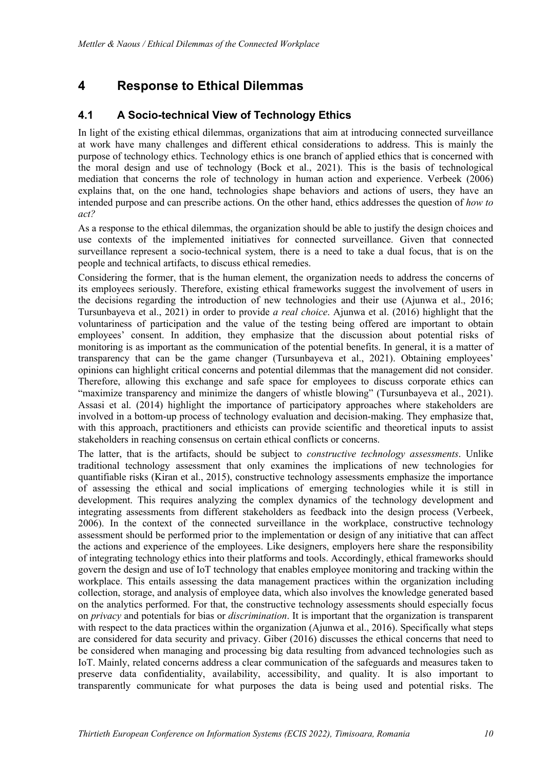# 4 Response to Ethical Dilemmas

## 4.1 A Socio-technical View of Technology Ethics

In light of the existing ethical dilemmas, organizations that aim at introducing connected surveillance at work have many challenges and different ethical considerations to address. This is mainly the purpose of technology ethics. Technology ethics is one branch of applied ethics that is concerned with the moral design and use of technology (Bock et al., 2021). This is the basis of technological mediation that concerns the role of technology in human action and experience. Verbeek (2006) explains that, on the one hand, technologies shape behaviors and actions of users, they have an intended purpose and can prescribe actions. On the other hand, ethics addresses the question of *how to act?*

As a response to the ethical dilemmas, the organization should be able to justify the design choices and use contexts of the implemented initiatives for connected surveillance. Given that connected surveillance represent a socio-technical system, there is a need to take a dual focus, that is on the people and technical artifacts, to discuss ethical remedies.

Considering the former, that is the human element, the organization needs to address the concerns of its employees seriously. Therefore, existing ethical frameworks suggest the involvement of users in the decisions regarding the introduction of new technologies and their use (Ajunwa et al., 2016; Tursunbayeva et al., 2021) in order to provide *a real choice*. Ajunwa et al. (2016) highlight that the voluntariness of participation and the value of the testing being offered are important to obtain employees' consent. In addition, they emphasize that the discussion about potential risks of monitoring is as important as the communication of the potential benefits. In general, it is a matter of transparency that can be the game changer (Tursunbayeva et al., 2021). Obtaining employees' opinions can highlight critical concerns and potential dilemmas that the management did not consider. Therefore, allowing this exchange and safe space for employees to discuss corporate ethics can "maximize transparency and minimize the dangers of whistle blowing" (Tursunbayeva et al., 2021). Assasi et al. (2014) highlight the importance of participatory approaches where stakeholders are involved in a bottom-up process of technology evaluation and decision-making. They emphasize that, with this approach, practitioners and ethicists can provide scientific and theoretical inputs to assist stakeholders in reaching consensus on certain ethical conflicts or concerns.

The latter, that is the artifacts, should be subject to *constructive technology assessments*. Unlike traditional technology assessment that only examines the implications of new technologies for quantifiable risks (Kiran et al., 2015), constructive technology assessments emphasize the importance of assessing the ethical and social implications of emerging technologies while it is still in development. This requires analyzing the complex dynamics of the technology development and integrating assessments from different stakeholders as feedback into the design process (Verbeek, 2006). In the context of the connected surveillance in the workplace, constructive technology assessment should be performed prior to the implementation or design of any initiative that can affect the actions and experience of the employees. Like designers, employers here share the responsibility of integrating technology ethics into their platforms and tools. Accordingly, ethical frameworks should govern the design and use of IoT technology that enables employee monitoring and tracking within the workplace. This entails assessing the data management practices within the organization including collection, storage, and analysis of employee data, which also involves the knowledge generated based on the analytics performed. For that, the constructive technology assessments should especially focus on *privacy* and potentials for bias or *discrimination*. It is important that the organization is transparent with respect to the data practices within the organization (Ajunwa et al., 2016). Specifically what steps are considered for data security and privacy. Giber (2016) discusses the ethical concerns that need to be considered when managing and processing big data resulting from advanced technologies such as IoT. Mainly, related concerns address a clear communication of the safeguards and measures taken to preserve data confidentiality, availability, accessibility, and quality. It is also important to transparently communicate for what purposes the data is being used and potential risks. The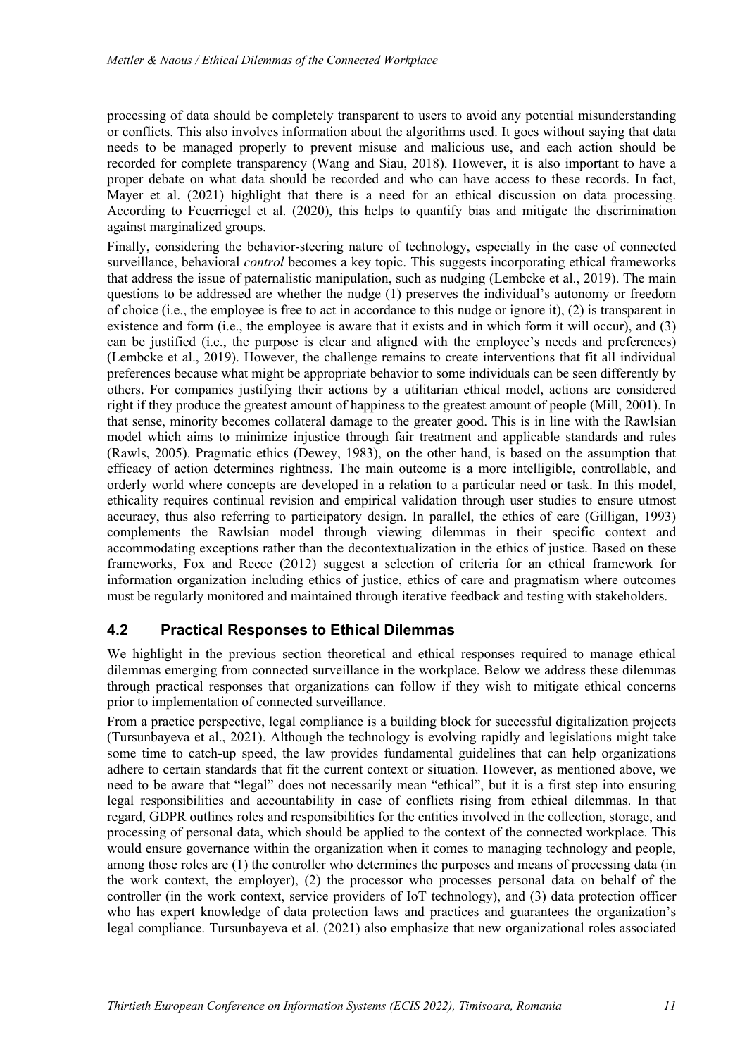processing of data should be completely transparent to users to avoid any potential misunderstanding or conflicts. This also involves information about the algorithms used. It goes without saying that data needs to be managed properly to prevent misuse and malicious use, and each action should be recorded for complete transparency (Wang and Siau, 2018). However, it is also important to have a proper debate on what data should be recorded and who can have access to these records. In fact, Mayer et al. (2021) highlight that there is a need for an ethical discussion on data processing. According to Feuerriegel et al. (2020), this helps to quantify bias and mitigate the discrimination against marginalized groups.

Finally, considering the behavior-steering nature of technology, especially in the case of connected surveillance, behavioral *control* becomes a key topic. This suggests incorporating ethical frameworks that address the issue of paternalistic manipulation, such as nudging (Lembcke et al., 2019). The main questions to be addressed are whether the nudge (1) preserves the individual's autonomy or freedom of choice (i.e., the employee is free to act in accordance to this nudge or ignore it), (2) is transparent in existence and form (i.e., the employee is aware that it exists and in which form it will occur), and (3) can be justified (i.e., the purpose is clear and aligned with the employee's needs and preferences) (Lembcke et al., 2019). However, the challenge remains to create interventions that fit all individual preferences because what might be appropriate behavior to some individuals can be seen differently by others. For companies justifying their actions by a utilitarian ethical model, actions are considered right if they produce the greatest amount of happiness to the greatest amount of people (Mill, 2001). In that sense, minority becomes collateral damage to the greater good. This is in line with the Rawlsian model which aims to minimize injustice through fair treatment and applicable standards and rules (Rawls, 2005). Pragmatic ethics (Dewey, 1983), on the other hand, is based on the assumption that efficacy of action determines rightness. The main outcome is a more intelligible, controllable, and orderly world where concepts are developed in a relation to a particular need or task. In this model, ethicality requires continual revision and empirical validation through user studies to ensure utmost accuracy, thus also referring to participatory design. In parallel, the ethics of care (Gilligan, 1993) complements the Rawlsian model through viewing dilemmas in their specific context and accommodating exceptions rather than the decontextualization in the ethics of justice. Based on these frameworks, Fox and Reece (2012) suggest a selection of criteria for an ethical framework for information organization including ethics of justice, ethics of care and pragmatism where outcomes must be regularly monitored and maintained through iterative feedback and testing with stakeholders.

## 4.2 Practical Responses to Ethical Dilemmas

We highlight in the previous section theoretical and ethical responses required to manage ethical dilemmas emerging from connected surveillance in the workplace. Below we address these dilemmas through practical responses that organizations can follow if they wish to mitigate ethical concerns prior to implementation of connected surveillance.

From a practice perspective, legal compliance is a building block for successful digitalization projects (Tursunbayeva et al., 2021). Although the technology is evolving rapidly and legislations might take some time to catch-up speed, the law provides fundamental guidelines that can help organizations adhere to certain standards that fit the current context or situation. However, as mentioned above, we need to be aware that "legal" does not necessarily mean "ethical", but it is a first step into ensuring legal responsibilities and accountability in case of conflicts rising from ethical dilemmas. In that regard, GDPR outlines roles and responsibilities for the entities involved in the collection, storage, and processing of personal data, which should be applied to the context of the connected workplace. This would ensure governance within the organization when it comes to managing technology and people, among those roles are (1) the controller who determines the purposes and means of processing data (in the work context, the employer), (2) the processor who processes personal data on behalf of the controller (in the work context, service providers of IoT technology), and (3) data protection officer who has expert knowledge of data protection laws and practices and guarantees the organization's legal compliance. Tursunbayeva et al. (2021) also emphasize that new organizational roles associated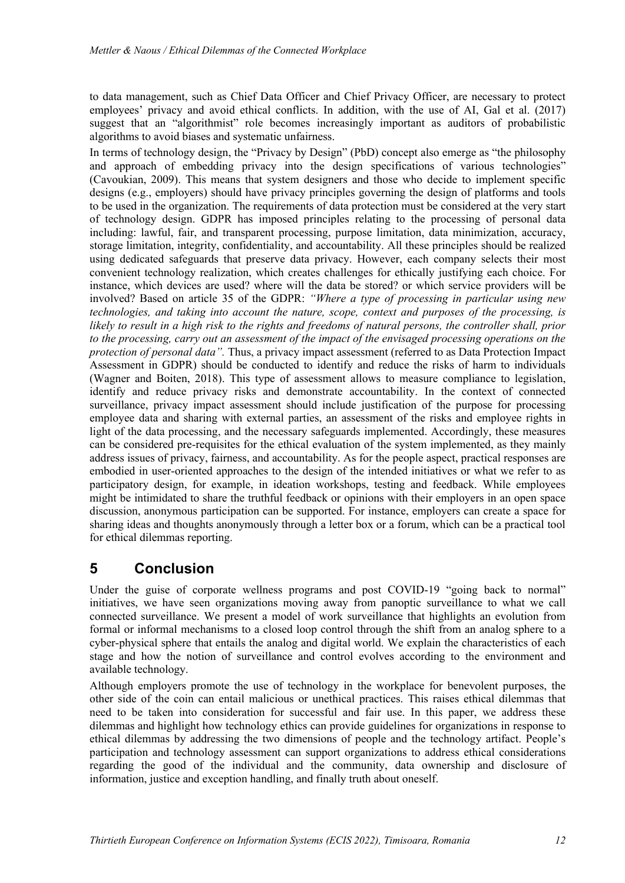to data management, such as Chief Data Officer and Chief Privacy Officer, are necessary to protect employees' privacy and avoid ethical conflicts. In addition, with the use of AI, Gal et al. (2017) suggest that an "algorithmist" role becomes increasingly important as auditors of probabilistic algorithms to avoid biases and systematic unfairness.

In terms of technology design, the "Privacy by Design" (PbD) concept also emerge as "the philosophy and approach of embedding privacy into the design specifications of various technologies" (Cavoukian, 2009). This means that system designers and those who decide to implement specific designs (e.g., employers) should have privacy principles governing the design of platforms and tools to be used in the organization. The requirements of data protection must be considered at the very start of technology design. GDPR has imposed principles relating to the processing of personal data including: lawful, fair, and transparent processing, purpose limitation, data minimization, accuracy, storage limitation, integrity, confidentiality, and accountability. All these principles should be realized using dedicated safeguards that preserve data privacy. However, each company selects their most convenient technology realization, which creates challenges for ethically justifying each choice. For instance, which devices are used? where will the data be stored? or which service providers will be involved? Based on article 35 of the GDPR: *"Where a type of processing in particular using new technologies, and taking into account the nature, scope, context and purposes of the processing, is likely to result in a high risk to the rights and freedoms of natural persons, the controller shall, prior to the processing, carry out an assessment of the impact of the envisaged processing operations on the protection of personal data".* Thus, a privacy impact assessment (referred to as Data Protection Impact Assessment in GDPR) should be conducted to identify and reduce the risks of harm to individuals (Wagner and Boiten, 2018). This type of assessment allows to measure compliance to legislation, identify and reduce privacy risks and demonstrate accountability. In the context of connected surveillance, privacy impact assessment should include justification of the purpose for processing employee data and sharing with external parties, an assessment of the risks and employee rights in light of the data processing, and the necessary safeguards implemented. Accordingly, these measures can be considered pre-requisites for the ethical evaluation of the system implemented, as they mainly address issues of privacy, fairness, and accountability. As for the people aspect, practical responses are embodied in user-oriented approaches to the design of the intended initiatives or what we refer to as participatory design, for example, in ideation workshops, testing and feedback. While employees might be intimidated to share the truthful feedback or opinions with their employers in an open space discussion, anonymous participation can be supported. For instance, employers can create a space for sharing ideas and thoughts anonymously through a letter box or a forum, which can be a practical tool for ethical dilemmas reporting.

# 5 Conclusion

Under the guise of corporate wellness programs and post COVID-19 "going back to normal" initiatives, we have seen organizations moving away from panoptic surveillance to what we call connected surveillance. We present a model of work surveillance that highlights an evolution from formal or informal mechanisms to a closed loop control through the shift from an analog sphere to a cyber-physical sphere that entails the analog and digital world. We explain the characteristics of each stage and how the notion of surveillance and control evolves according to the environment and available technology.

Although employers promote the use of technology in the workplace for benevolent purposes, the other side of the coin can entail malicious or unethical practices. This raises ethical dilemmas that need to be taken into consideration for successful and fair use. In this paper, we address these dilemmas and highlight how technology ethics can provide guidelines for organizations in response to ethical dilemmas by addressing the two dimensions of people and the technology artifact. People's participation and technology assessment can support organizations to address ethical considerations regarding the good of the individual and the community, data ownership and disclosure of information, justice and exception handling, and finally truth about oneself.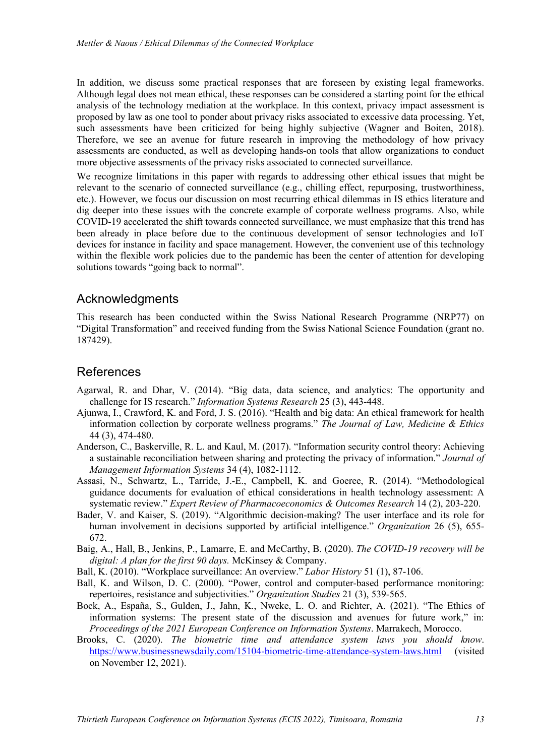In addition, we discuss some practical responses that are foreseen by existing legal frameworks. Although legal does not mean ethical, these responses can be considered a starting point for the ethical analysis of the technology mediation at the workplace. In this context, privacy impact assessment is proposed by law as one tool to ponder about privacy risks associated to excessive data processing. Yet, such assessments have been criticized for being highly subjective (Wagner and Boiten, 2018). Therefore, we see an avenue for future research in improving the methodology of how privacy assessments are conducted, as well as developing hands-on tools that allow organizations to conduct more objective assessments of the privacy risks associated to connected surveillance.

We recognize limitations in this paper with regards to addressing other ethical issues that might be relevant to the scenario of connected surveillance (e.g., chilling effect, repurposing, trustworthiness, etc.). However, we focus our discussion on most recurring ethical dilemmas in IS ethics literature and dig deeper into these issues with the concrete example of corporate wellness programs. Also, while COVID-19 accelerated the shift towards connected surveillance, we must emphasize that this trend has been already in place before due to the continuous development of sensor technologies and IoT devices for instance in facility and space management. However, the convenient use of this technology within the flexible work policies due to the pandemic has been the center of attention for developing solutions towards "going back to normal".

## Acknowledgments

This research has been conducted within the Swiss National Research Programme (NRP77) on "Digital Transformation" and received funding from the Swiss National Science Foundation (grant no. 187429).

## References

Agarwal, R. and Dhar, V. (2014). "Big data, data science, and analytics: The opportunity and challenge for IS research." *Information Systems Research* 25 (3), 443-448.

Ajunwa, I., Crawford, K. and Ford, J. S. (2016). "Health and big data: An ethical framework for health information collection by corporate wellness programs." *The Journal of Law, Medicine & Ethics* 44 (3), 474-480.

Anderson, C., Baskerville, R. L. and Kaul, M. (2017). "Information security control theory: Achieving a sustainable reconciliation between sharing and protecting the privacy of information." *Journal of Management Information Systems* 34 (4), 1082-1112.

Assasi, N., Schwartz, L., Tarride, J.-E., Campbell, K. and Goeree, R. (2014). "Methodological guidance documents for evaluation of ethical considerations in health technology assessment: A systematic review." *Expert Review of Pharmacoeconomics & Outcomes Research* 14 (2), 203-220.

Bader, V. and Kaiser, S. (2019). "Algorithmic decision-making? The user interface and its role for human involvement in decisions supported by artificial intelligence." *Organization* 26 (5), 655-672.

Baig, A., Hall, B., Jenkins, P., Lamarre, E. and McCarthy, B. (2020). *The COVID-19 recovery will be digital: A plan for the first 90 days.* McKinsey & Company.

Ball, K. (2010). "Workplace surveillance: An overview." *Labor History* 51 (1), 87-106.

Ball, K. and Wilson, D. C. (2000). "Power, control and computer-based performance monitoring: repertoires, resistance and subjectivities." *Organization Studies* 21 (3), 539-565.

Bock, A., España, S., Gulden, J., Jahn, K., Nweke, L. O. and Richter, A. (2021). "The Ethics of information systems: The present state of the discussion and avenues for future work," in: *Proceedings of the 2021 European Conference on Information Systems*. Marrakech, Morocco.

Brooks, C. (2020). *The biometric time and attendance system laws you should know*. https://www.businessnewsdaily.com/15104-biometric-time-attendance-system-laws.html (visited on November 12, 2021).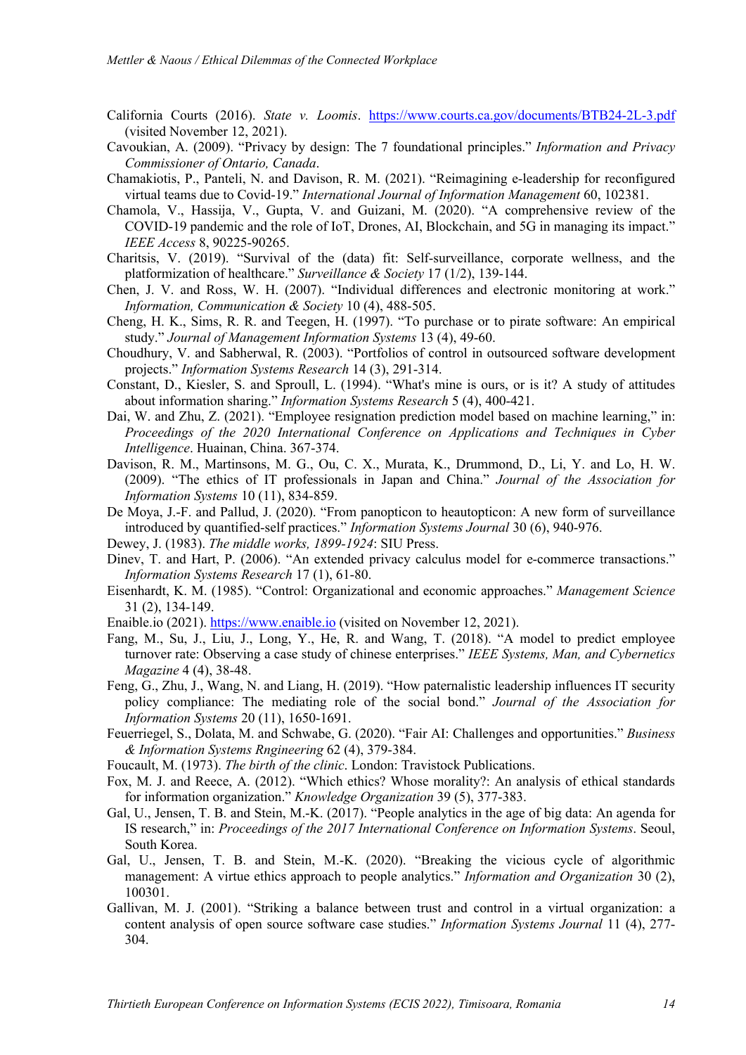California Courts (2016). *State v. Loomis*. https://www.courts.ca.gov/documents/BTB24-2L-3.pdf (visited November 12, 2021).

Cavoukian, A. (2009). "Privacy by design: The 7 foundational principles." *Information and Privacy Commissioner of Ontario, Canada*.

Chamakiotis, P., Panteli, N. and Davison, R. M. (2021). "Reimagining e-leadership for reconfigured virtual teams due to Covid-19." *International Journal of Information Management* 60, 102381.

Chamola, V., Hassija, V., Gupta, V. and Guizani, M. (2020). "A comprehensive review of the COVID-19 pandemic and the role of IoT, Drones, AI, Blockchain, and 5G in managing its impact." *IEEE Access* 8, 90225-90265.

Charitsis, V. (2019). "Survival of the (data) fit: Self-surveillance, corporate wellness, and the platformization of healthcare." *Surveillance & Society* 17 (1/2), 139-144.

Chen, J. V. and Ross, W. H. (2007). "Individual differences and electronic monitoring at work." *Information, Communication & Society* 10 (4), 488-505.

Cheng, H. K., Sims, R. R. and Teegen, H. (1997). "To purchase or to pirate software: An empirical study." *Journal of Management Information Systems* 13 (4), 49-60.

Choudhury, V. and Sabherwal, R. (2003). "Portfolios of control in outsourced software development projects." *Information Systems Research* 14 (3), 291-314.

Constant, D., Kiesler, S. and Sproull, L. (1994). "What's mine is ours, or is it? A study of attitudes about information sharing." *Information Systems Research* 5 (4), 400-421.

Dai, W. and Zhu, Z. (2021). "Employee resignation prediction model based on machine learning," in: *Proceedings of the 2020 International Conference on Applications and Techniques in Cyber Intelligence*. Huainan, China. 367-374.

Davison, R. M., Martinsons, M. G., Ou, C. X., Murata, K., Drummond, D., Li, Y. and Lo, H. W. (2009). "The ethics of IT professionals in Japan and China." *Journal of the Association for Information Systems* 10 (11), 834-859.

De Moya, J.-F. and Pallud, J. (2020). "From panopticon to heautopticon: A new form of surveillance introduced by quantified-self practices." *Information Systems Journal* 30 (6), 940-976.

Dewey, J. (1983). *The middle works, 1899-1924*: SIU Press.

Dinev, T. and Hart, P. (2006). "An extended privacy calculus model for e-commerce transactions." *Information Systems Research* 17 (1), 61-80.

Eisenhardt, K. M. (1985). "Control: Organizational and economic approaches." *Management Science* 31 (2), 134-149.

Enaible.io (2021). https://www.enaible.io (visited on November 12, 2021).

Fang, M., Su, J., Liu, J., Long, Y., He, R. and Wang, T. (2018). "A model to predict employee turnover rate: Observing a case study of chinese enterprises." *IEEE Systems, Man, and Cybernetics Magazine* 4 (4), 38-48.

Feng, G., Zhu, J., Wang, N. and Liang, H. (2019). "How paternalistic leadership influences IT security policy compliance: The mediating role of the social bond." *Journal of the Association for Information Systems* 20 (11), 1650-1691.

Feuerriegel, S., Dolata, M. and Schwabe, G. (2020). "Fair AI: Challenges and opportunities." *Business & Information Systems Rngineering* 62 (4), 379-384.

Foucault, M. (1973). *The birth of the clinic*. London: Travistock Publications.

Fox, M. J. and Reece, A. (2012). "Which ethics? Whose morality?: An analysis of ethical standards for information organization." *Knowledge Organization* 39 (5), 377-383.

Gal, U., Jensen, T. B. and Stein, M.-K. (2017). "People analytics in the age of big data: An agenda for IS research," in: *Proceedings of the 2017 International Conference on Information Systems*. Seoul, South Korea.

Gal, U., Jensen, T. B. and Stein, M.-K. (2020). "Breaking the vicious cycle of algorithmic management: A virtue ethics approach to people analytics." *Information and Organization* 30 (2), 100301.

Gallivan, M. J. (2001). "Striking a balance between trust and control in a virtual organization: a content analysis of open source software case studies." *Information Systems Journal* 11 (4), 277-304.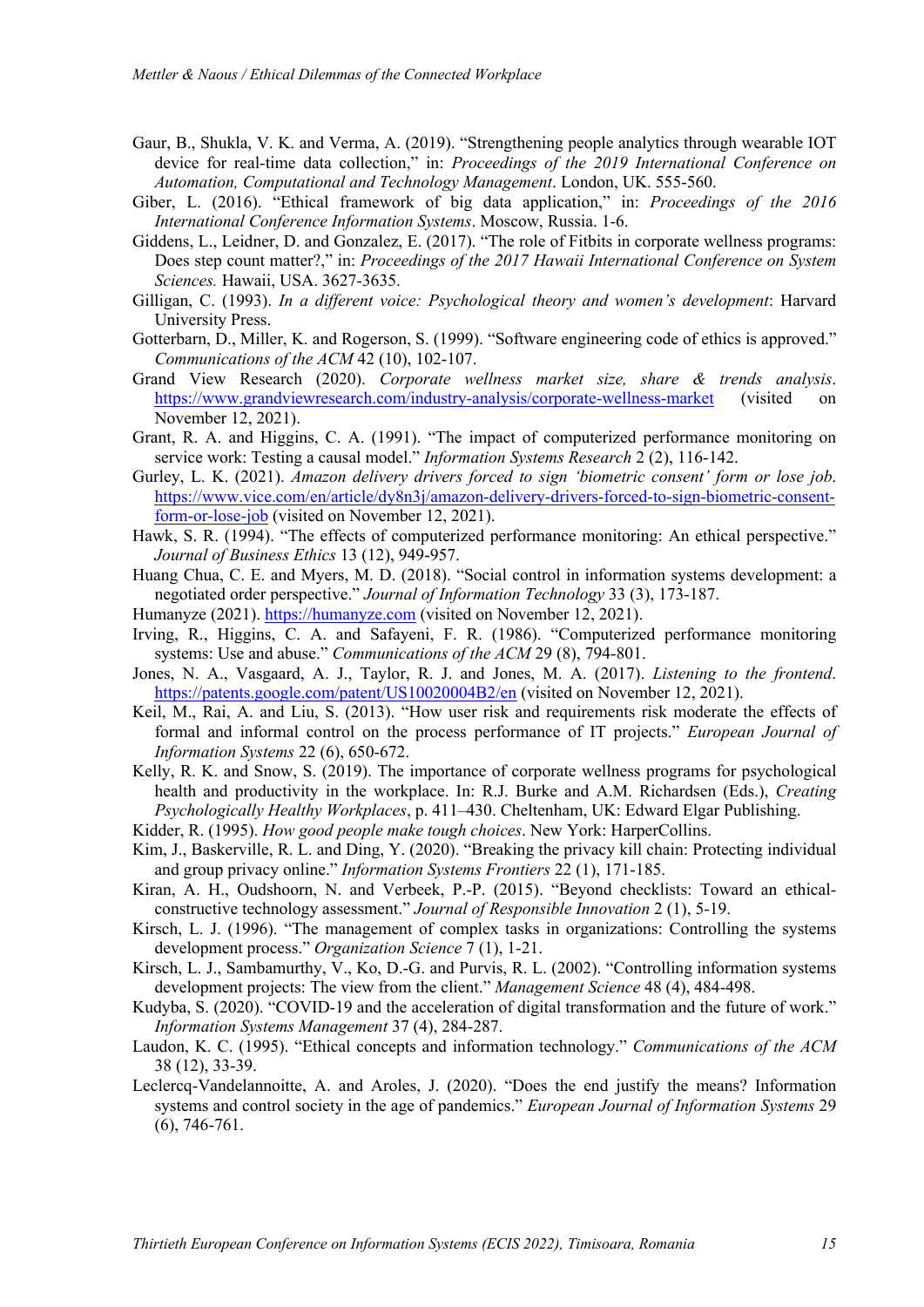Gaur, B., Shukla, V. K. and Verma, A. (2019). "Strengthening people analytics through wearable IOT device for real-time data collection," in: *Proceedings of the 2019 International Conference on Automation, Computational and Technology Management*. London, UK. 555-560.

Giber, L. (2016). "Ethical framework of big data application," in: *Proceedings of the 2016 International Conference Information Systems*. Moscow, Russia. 1-6.

Giddens, L., Leidner, D. and Gonzalez, E. (2017). "The role of Fitbits in corporate wellness programs: Does step count matter?," in: *Proceedings of the 2017 Hawaii International Conference on System Sciences.* Hawaii, USA. 3627-3635.

Gilligan, C. (1993). *In a different voice: Psychological theory and women's development*: Harvard University Press.

Gotterbarn, D., Miller, K. and Rogerson, S. (1999). "Software engineering code of ethics is approved." *Communications of the ACM* 42 (10), 102-107.

Grand View Research (2020). *Corporate wellness market size, share & trends analysis*. https://www.grandviewresearch.com/industry-analysis/corporate-wellness-market (visited on November 12, 2021).

Grant, R. A. and Higgins, C. A. (1991). "The impact of computerized performance monitoring on service work: Testing a causal model." *Information Systems Research* 2 (2), 116-142.

Gurley, L. K. (2021). *Amazon delivery drivers forced to sign 'biometric consent' form or lose job*. https://www.vice.com/en/article/dy8n3j/amazon-delivery-drivers-forced-to-sign-biometric-consent-form-or-lose-job (visited on November 12, 2021).

Hawk, S. R. (1994). "The effects of computerized performance monitoring: An ethical perspective." *Journal of Business Ethics* 13 (12), 949-957.

Huang Chua, C. E. and Myers, M. D. (2018). "Social control in information systems development: a negotiated order perspective." *Journal of Information Technology* 33 (3), 173-187.

Humanyze (2021). https://humanyze.com (visited on November 12, 2021).

Irving, R., Higgins, C. A. and Safayeni, F. R. (1986). "Computerized performance monitoring systems: Use and abuse." *Communications of the ACM* 29 (8), 794-801.

Jones, N. A., Vasgaard, A. J., Taylor, R. J. and Jones, M. A. (2017). *Listening to the frontend*. https://patents.google.com/patent/US10020004B2/en (visited on November 12, 2021).

Keil, M., Rai, A. and Liu, S. (2013). "How user risk and requirements risk moderate the effects of formal and informal control on the process performance of IT projects." *European Journal of Information Systems* 22 (6), 650-672.

Kelly, R. K. and Snow, S. (2019). The importance of corporate wellness programs for psychological health and productivity in the workplace. In: R.J. Burke and A.M. Richardsen (Eds.), *Creating Psychologically Healthy Workplaces*, p. 411–430. Cheltenham, UK: Edward Elgar Publishing.

Kidder, R. (1995). *How good people make tough choices*. New York: HarperCollins.

Kim, J., Baskerville, R. L. and Ding, Y. (2020). "Breaking the privacy kill chain: Protecting individual and group privacy online." *Information Systems Frontiers* 22 (1), 171-185.

Kiran, A. H., Oudshoorn, N. and Verbeek, P.-P. (2015). "Beyond checklists: Toward an ethical-constructive technology assessment." *Journal of Responsible Innovation* 2 (1), 5-19.

Kirsch, L. J. (1996). "The management of complex tasks in organizations: Controlling the systems development process." *Organization Science* 7 (1), 1-21.

Kirsch, L. J., Sambamurthy, V., Ko, D.-G. and Purvis, R. L. (2002). "Controlling information systems development projects: The view from the client." *Management Science* 48 (4), 484-498.

Kudyba, S. (2020). "COVID-19 and the acceleration of digital transformation and the future of work." *Information Systems Management* 37 (4), 284-287.

Laudon, K. C. (1995). "Ethical concepts and information technology." *Communications of the ACM* 38 (12), 33-39.

Leclercq-Vandelannoitte, A. and Aroles, J. (2020). "Does the end justify the means? Information systems and control society in the age of pandemics." *European Journal of Information Systems* 29 (6), 746-761.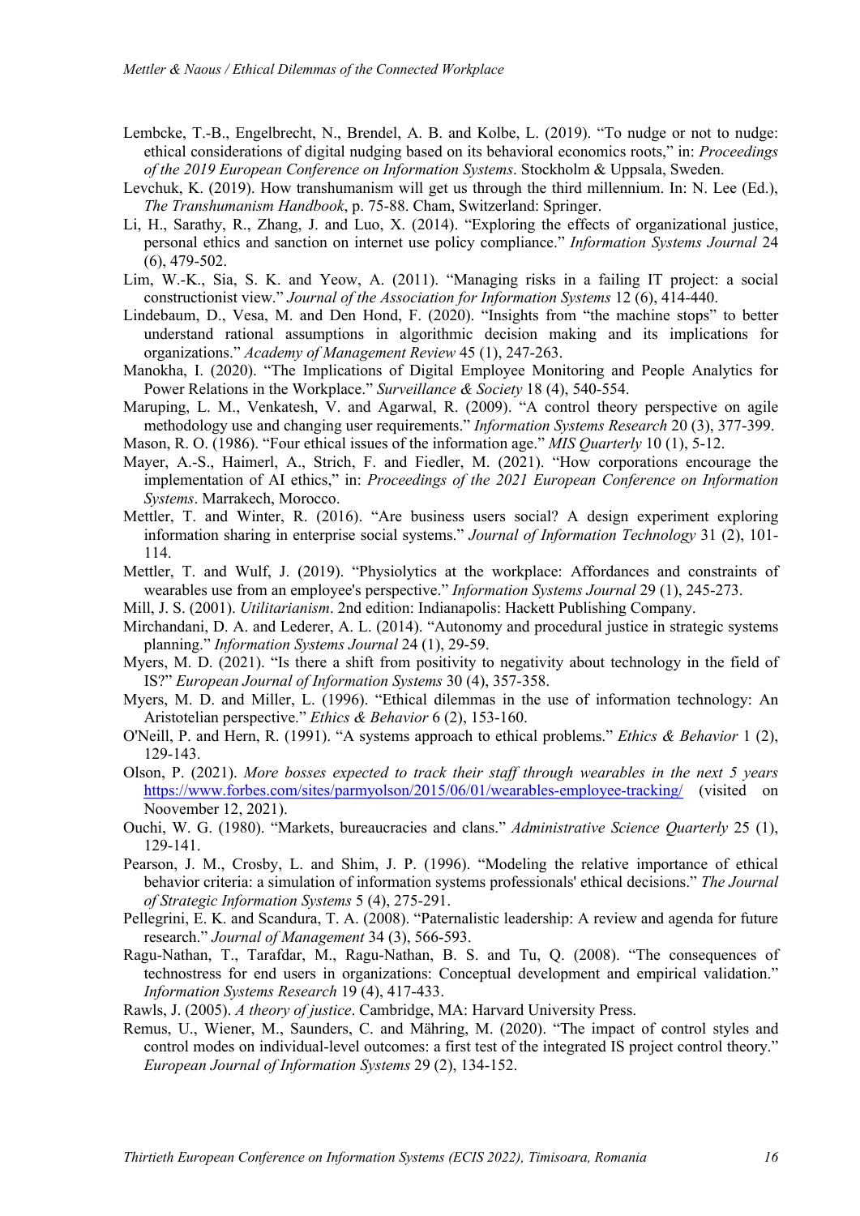Lembcke, T.-B., Engelbrecht, N., Brendel, A. B. and Kolbe, L. (2019). "To nudge or not to nudge: ethical considerations of digital nudging based on its behavioral economics roots," in: *Proceedings of the 2019 European Conference on Information Systems*. Stockholm & Uppsala, Sweden.

Levchuk, K. (2019). How transhumanism will get us through the third millennium. In: N. Lee (Ed.), *The Transhumanism Handbook*, p. 75-88. Cham, Switzerland: Springer.

Li, H., Sarathy, R., Zhang, J. and Luo, X. (2014). "Exploring the effects of organizational justice, personal ethics and sanction on internet use policy compliance." *Information Systems Journal* 24 (6), 479-502.

Lim, W.-K., Sia, S. K. and Yeow, A. (2011). "Managing risks in a failing IT project: a social constructionist view." *Journal of the Association for Information Systems* 12 (6), 414-440.

Lindebaum, D., Vesa, M. and Den Hond, F. (2020). "Insights from "the machine stops" to better understand rational assumptions in algorithmic decision making and its implications for organizations." *Academy of Management Review* 45 (1), 247-263.

Manokha, I. (2020). "The Implications of Digital Employee Monitoring and People Analytics for Power Relations in the Workplace." *Surveillance & Society* 18 (4), 540-554.

Maruping, L. M., Venkatesh, V. and Agarwal, R. (2009). "A control theory perspective on agile methodology use and changing user requirements." *Information Systems Research* 20 (3), 377-399.

Mason, R. O. (1986). "Four ethical issues of the information age." *MIS Quarterly* 10 (1), 5-12.

Mayer, A.-S., Haimerl, A., Strich, F. and Fiedler, M. (2021). "How corporations encourage the implementation of AI ethics," in: *Proceedings of the 2021 European Conference on Information Systems*. Marrakech, Morocco.

Mettler, T. and Winter, R. (2016). "Are business users social? A design experiment exploring information sharing in enterprise social systems." *Journal of Information Technology* 31 (2), 101-114.

Mettler, T. and Wulf, J. (2019). "Physiolytics at the workplace: Affordances and constraints of wearables use from an employee's perspective." *Information Systems Journal* 29 (1), 245-273.

Mill, J. S. (2001). *Utilitarianism*. 2nd edition: Indianapolis: Hackett Publishing Company.

Mirchandani, D. A. and Lederer, A. L. (2014). "Autonomy and procedural justice in strategic systems planning." *Information Systems Journal* 24 (1), 29-59.

Myers, M. D. (2021). "Is there a shift from positivity to negativity about technology in the field of IS?" *European Journal of Information Systems* 30 (4), 357-358.

Myers, M. D. and Miller, L. (1996). "Ethical dilemmas in the use of information technology: An Aristotelian perspective." *Ethics & Behavior* 6 (2), 153-160.

O'Neill, P. and Hern, R. (1991). "A systems approach to ethical problems." *Ethics & Behavior* 1 (2), 129-143.

Olson, P. (2021). *More bosses expected to track their staff through wearables in the next 5 years* https://www.forbes.com/sites/parmyolson/2015/06/01/wearables-employee-tracking/ (visited on Noovember 12, 2021).

Ouchi, W. G. (1980). "Markets, bureaucracies and clans." *Administrative Science Quarterly* 25 (1), 129-141.

Pearson, J. M., Crosby, L. and Shim, J. P. (1996). "Modeling the relative importance of ethical behavior criteria: a simulation of information systems professionals' ethical decisions." *The Journal of Strategic Information Systems* 5 (4), 275-291.

Pellegrini, E. K. and Scandura, T. A. (2008). "Paternalistic leadership: A review and agenda for future research." *Journal of Management* 34 (3), 566-593.

Ragu-Nathan, T., Tarafdar, M., Ragu-Nathan, B. S. and Tu, Q. (2008). "The consequences of technostress for end users in organizations: Conceptual development and empirical validation." *Information Systems Research* 19 (4), 417-433.

Rawls, J. (2005). *A theory of justice*. Cambridge, MA: Harvard University Press.

Remus, U., Wiener, M., Saunders, C. and Mähring, M. (2020). "The impact of control styles and control modes on individual-level outcomes: a first test of the integrated IS project control theory." *European Journal of Information Systems* 29 (2), 134-152.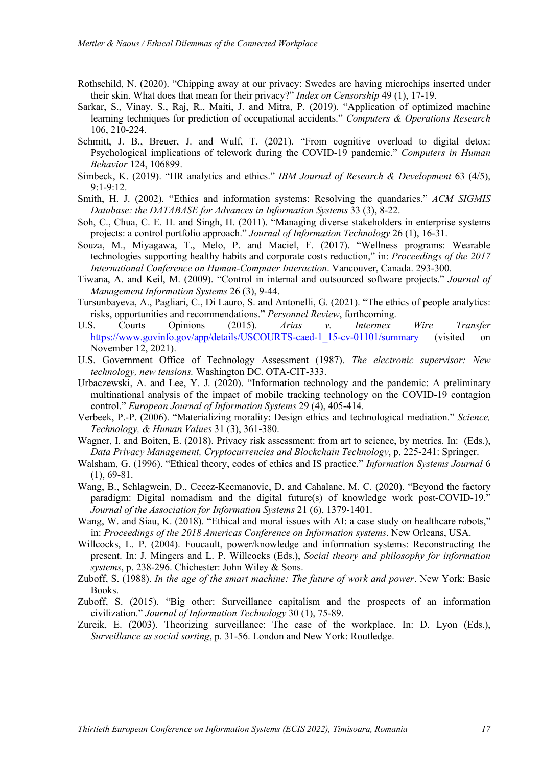Rothschild, N. (2020). "Chipping away at our privacy: Swedes are having microchips inserted under their skin. What does that mean for their privacy?" *Index on Censorship* 49 (1), 17-19.

Sarkar, S., Vinay, S., Raj, R., Maiti, J. and Mitra, P. (2019). "Application of optimized machine learning techniques for prediction of occupational accidents." *Computers & Operations Research* 106, 210-224.

Schmitt, J. B., Breuer, J. and Wulf, T. (2021). "From cognitive overload to digital detox: Psychological implications of telework during the COVID-19 pandemic." *Computers in Human Behavior* 124, 106899.

Simbeck, K. (2019). "HR analytics and ethics." *IBM Journal of Research & Development* 63 (4/5), 9:1-9:12.

Smith, H. J. (2002). "Ethics and information systems: Resolving the quandaries." *ACM SIGMIS Database: the DATABASE for Advances in Information Systems* 33 (3), 8-22.

Soh, C., Chua, C. E. H. and Singh, H. (2011). "Managing diverse stakeholders in enterprise systems projects: a control portfolio approach." *Journal of Information Technology* 26 (1), 16-31.

Souza, M., Miyagawa, T., Melo, P. and Maciel, F. (2017). "Wellness programs: Wearable technologies supporting healthy habits and corporate costs reduction," in: *Proceedings of the 2017 International Conference on Human-Computer Interaction*. Vancouver, Canada. 293-300.

Tiwana, A. and Keil, M. (2009). "Control in internal and outsourced software projects." *Journal of Management Information Systems* 26 (3), 9-44.

Tursunbayeva, A., Pagliari, C., Di Lauro, S. and Antonelli, G. (2021). "The ethics of people analytics: risks, opportunities and recommendations." *Personnel Review*, forthcoming.

U.S. Courts Opinions (2015). *Arias v. Intermex Wire Transfer* https://www.govinfo.gov/app/details/USCOURTS-caed-1_15-cv-01101/summary (visited on November 12, 2021).

U.S. Government Office of Technology Assessment (1987). *The electronic supervisor: New technology, new tensions.* Washington DC. OTA-CIT-333.

Urbaczewski, A. and Lee, Y. J. (2020). "Information technology and the pandemic: A preliminary multinational analysis of the impact of mobile tracking technology on the COVID-19 contagion control." *European Journal of Information Systems* 29 (4), 405-414.

Verbeek, P.-P. (2006). "Materializing morality: Design ethics and technological mediation." *Science, Technology, & Human Values* 31 (3), 361-380.

Wagner, I. and Boiten, E. (2018). Privacy risk assessment: from art to science, by metrics. In: (Eds.), *Data Privacy Management, Cryptocurrencies and Blockchain Technology*, p. 225-241: Springer.

Walsham, G. (1996). "Ethical theory, codes of ethics and IS practice." *Information Systems Journal* 6 (1), 69-81.

Wang, B., Schlagwein, D., Cecez-Kecmanovic, D. and Cahalane, M. C. (2020). "Beyond the factory paradigm: Digital nomadism and the digital future(s) of knowledge work post-COVID-19." *Journal of the Association for Information Systems* 21 (6), 1379-1401.

Wang, W. and Siau, K. (2018). "Ethical and moral issues with AI: a case study on healthcare robots," in: *Proceedings of the 2018 Americas Conference on Information systems*. New Orleans, USA.

Willcocks, L. P. (2004). Foucault, power/knowledge and information systems: Reconstructing the present. In: J. Mingers and L. P. Willcocks (Eds.), *Social theory and philosophy for information systems*, p. 238-296. Chichester: John Wiley & Sons.

Zuboff, S. (1988). *In the age of the smart machine: The future of work and power*. New York: Basic Books.

Zuboff, S. (2015). "Big other: Surveillance capitalism and the prospects of an information civilization." *Journal of Information Technology* 30 (1), 75-89.

Zureik, E. (2003). Theorizing surveillance: The case of the workplace. In: D. Lyon (Eds.), *Surveillance as social sorting*, p. 31-56. London and New York: Routledge.